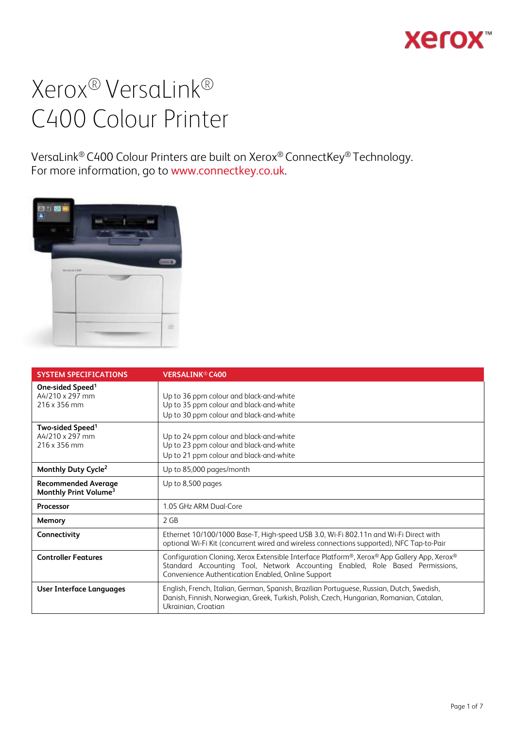# Xerox® VersaLink® C400 Colour Printer

VersaLink® C400 Colour Printers are built on Xerox® ConnectKey® Technology.
For more information, go to www.connectkey.co.uk.

| SYSTEM SPECIFICATIONS | VERSALINK® C400 |
|---|---|
| **One-sided Speed**[1]<br>A4/210 x 297 mm<br>216 x 356 mm | Up to 36 ppm colour and black-and-white<br>Up to 35 ppm colour and black-and-white<br>Up to 30 ppm colour and black-and-white |
| **Two-sided Speed**[1]<br>A4/210 x 297 mm<br>216 x 356 mm | Up to 24 ppm colour and black-and-white<br>Up to 23 ppm colour and black-and-white<br>Up to 21 ppm colour and black-and-white |
| **Monthly Duty Cycle**[2] | Up to 85,000 pages/month |
| **Recommended Average Monthly Print Volume**[3] | Up to 8,500 pages |
| **Processor** | 1.05 GHz ARM Dual-Core |
| **Memory** | 2 GB |
| **Connectivity** | Ethernet 10/100/1000 Base-T, High-speed USB 3.0, Wi-Fi 802.11n and Wi-Fi Direct with optional Wi-Fi Kit (concurrent wired and wireless connections supported), NFC Tap-to-Pair |
| **Controller Features** | Configuration Cloning, Xerox Extensible Interface Platform®, Xerox® App Gallery App, Xerox® Standard Accounting Tool, Network Accounting Enabled, Role Based Permissions, Convenience Authentication Enabled, Online Support |
| **User Interface Languages** | English, French, Italian, German, Spanish, Brazilian Portuguese, Russian, Dutch, Swedish, Danish, Finnish, Norwegian, Greek, Turkish, Polish, Czech, Hungarian, Romanian, Catalan, Ukrainian, Croatian |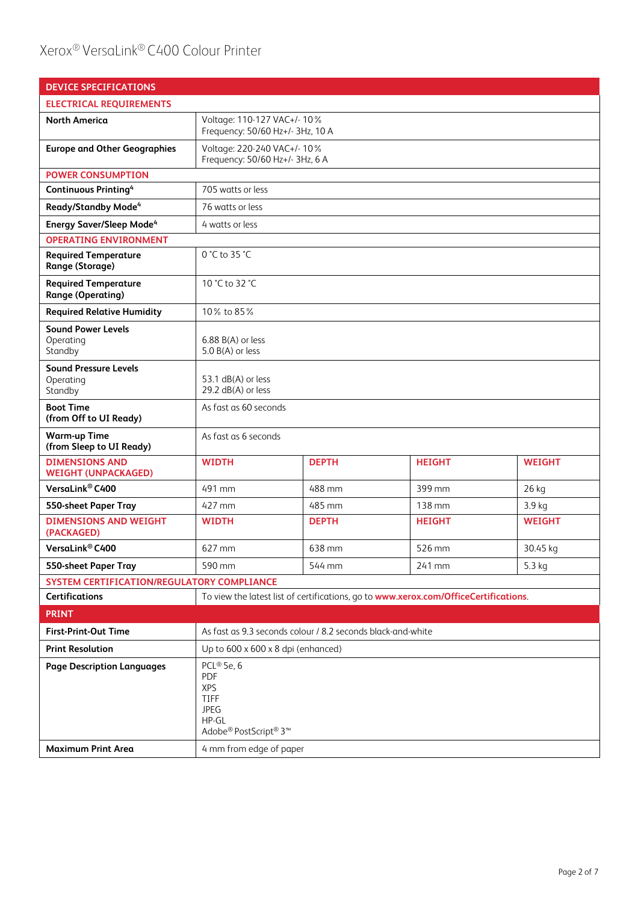# Xerox® VersaLink® C400 Colour Printer

| DEVICE SPECIFICATIONS | | | | |
|---|---|---|---|---|
| **ELECTRICAL REQUIREMENTS** | | | | |
| **North America** | Voltage: 110-127 VAC+/- 10%<br>Frequency: 50/60 Hz+/- 3Hz, 10 A | | | |
| **Europe and Other Geographies** | Voltage: 220-240 VAC+/- 10%<br>Frequency: 50/60 Hz+/- 3Hz, 6 A | | | |
| **POWER CONSUMPTION** | | | | |
| **Continuous Printing**[4] | 705 watts or less | | | |
| **Ready/Standby Mode**[4] | 76 watts or less | | | |
| **Energy Saver/Sleep Mode**[4] | 4 watts or less | | | |
| **OPERATING ENVIRONMENT** | | | | |
| **Required Temperature Range (Storage)** | 0 °C to 35 °C | | | |
| **Required Temperature Range (Operating)** | 10 °C to 32 °C | | | |
| **Required Relative Humidity** | 10% to 85% | | | |
| **Sound Power Levels**<br>Operating<br>Standby | 6.88 B(A) or less<br>5.0 B(A) or less | | | |
| **Sound Pressure Levels**<br>Operating<br>Standby | 53.1 dB(A) or less<br>29.2 dB(A) or less | | | |
| **Boot Time (from Off to UI Ready)** | As fast as 60 seconds | | | |
| **Warm-up Time (from Sleep to UI Ready)** | As fast as 6 seconds | | | |
| **DIMENSIONS AND WEIGHT (UNPACKAGED)** | **WIDTH** | **DEPTH** | **HEIGHT** | **WEIGHT** |
| **VersaLink® C400** | 491 mm | 488 mm | 399 mm | 26 kg |
| **550-sheet Paper Tray** | 427 mm | 485 mm | 138 mm | 3.9 kg |
| **DIMENSIONS AND WEIGHT (PACKAGED)** | **WIDTH** | **DEPTH** | **HEIGHT** | **WEIGHT** |
| **VersaLink® C400** | 627 mm | 638 mm | 526 mm | 30.45 kg |
| **550-sheet Paper Tray** | 590 mm | 544 mm | 241 mm | 5.3 kg |
| **SYSTEM CERTIFICATION/REGULATORY COMPLIANCE** | | | | |
| **Certifications** | To view the latest list of certifications, go to **www.xerox.com/OfficeCertifications**. | | | |

| PRINT | |
|---|---|
| **First-Print-Out Time** | As fast as 9.3 seconds colour / 8.2 seconds black-and-white |
| **Print Resolution** | Up to 600 x 600 x 8 dpi (enhanced) |
| **Page Description Languages** | PCL® 5e, 6<br>PDF<br>XPS<br>TIFF<br>JPEG<br>HP-GL<br>Adobe® PostScript® 3™ |
| **Maximum Print Area** | 4 mm from edge of paper |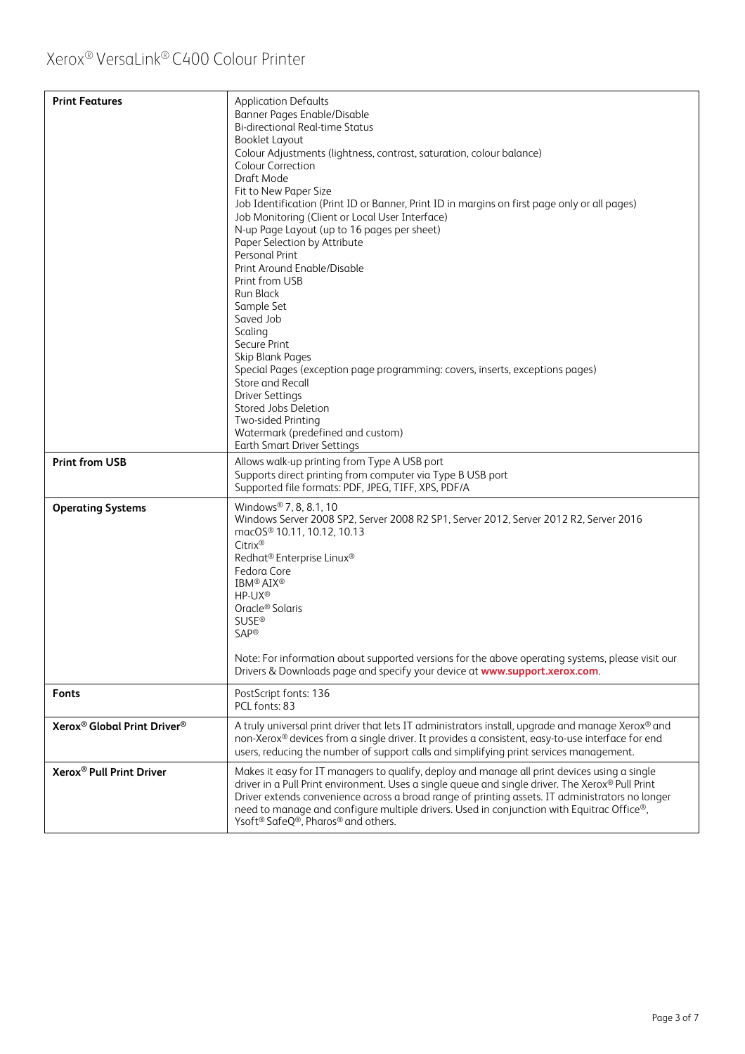| | |
|---|---|
| **Print Features** | Application Defaults<br>Banner Pages Enable/Disable<br>Bi-directional Real-time Status<br>Booklet Layout<br>Colour Adjustments (lightness, contrast, saturation, colour balance)<br>Colour Correction<br>Draft Mode<br>Fit to New Paper Size<br>Job Identification (Print ID or Banner, Print ID in margins on first page only or all pages)<br>Job Monitoring (Client or Local User Interface)<br>N-up Page Layout (up to 16 pages per sheet)<br>Paper Selection by Attribute<br>Personal Print<br>Print Around Enable/Disable<br>Print from USB<br>Run Black<br>Sample Set<br>Saved Job<br>Scaling<br>Secure Print<br>Skip Blank Pages<br>Special Pages (exception page programming: covers, inserts, exceptions pages)<br>Store and Recall<br>Driver Settings<br>Stored Jobs Deletion<br>Two-sided Printing<br>Watermark (predefined and custom)<br>Earth Smart Driver Settings |
| **Print from USB** | Allows walk-up printing from Type A USB port<br>Supports direct printing from computer via Type B USB port<br>Supported file formats: PDF, JPEG, TIFF, XPS, PDF/A |
| **Operating Systems** | Windows® 7, 8, 8.1, 10<br>Windows Server 2008 SP2, Server 2008 R2 SP1, Server 2012, Server 2012 R2, Server 2016<br>macOS® 10.11, 10.12, 10.13<br>Citrix®<br>Redhat® Enterprise Linux®<br>Fedora Core<br>IBM® AIX®<br>HP-UX®<br>Oracle® Solaris<br>SUSE®<br>SAP®<br><br>Note: For information about supported versions for the above operating systems, please visit our Drivers & Downloads page and specify your device at **www.support.xerox.com**. |
| **Fonts** | PostScript fonts: 136<br>PCL fonts: 83 |
| **Xerox® Global Print Driver®** | A truly universal print driver that lets IT administrators install, upgrade and manage Xerox® and non-Xerox® devices from a single driver. It provides a consistent, easy-to-use interface for end users, reducing the number of support calls and simplifying print services management. |
| **Xerox® Pull Print Driver** | Makes it easy for IT managers to qualify, deploy and manage all print devices using a single driver in a Pull Print environment. Uses a single queue and single driver. The Xerox® Pull Print Driver extends convenience across a broad range of printing assets. IT administrators no longer need to manage and configure multiple drivers. Used in conjunction with Equitrac Office®, Ysoft® SafeQ®, Pharos® and others. |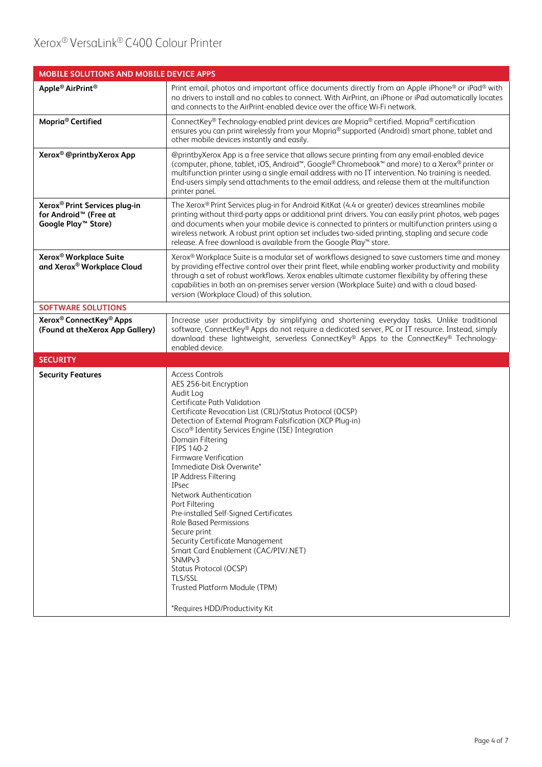# Xerox® VersaLink® C400 Colour Printer

| MOBILE SOLUTIONS AND MOBILE DEVICE APPS | |
|---|---|
| **Apple® AirPrint®** | Print email, photos and important office documents directly from an Apple iPhone® or iPad® with no drivers to install and no cables to connect. With AirPrint, an iPhone or iPad automatically locates and connects to the AirPrint-enabled device over the office Wi-Fi network. |
| **Mopria® Certified** | ConnectKey® Technology-enabled print devices are Mopria® certified. Mopria® certification ensures you can print wirelessly from your Mopria® supported (Android) smart phone, tablet and other mobile devices instantly and easily. |
| **Xerox® @printbyXerox App** | @printbyXerox App is a free service that allows secure printing from any email-enabled device (computer, phone, tablet, iOS, Android™, Google® Chromebook™ and more) to a Xerox® printer or multifunction printer using a single email address with no IT intervention. No training is needed. End-users simply send attachments to the email address, and release them at the multifunction printer panel. |
| **Xerox® Print Services plug-in for Android™ (Free at Google Play™ Store)** | The Xerox® Print Services plug-in for Android KitKat (4.4 or greater) devices streamlines mobile printing without third-party apps or additional print drivers. You can easily print photos, web pages and documents when your mobile device is connected to printers or multifunction printers using a wireless network. A robust print option set includes two-sided printing, stapling and secure code release. A free download is available from the Google Play™ store. |
| **Xerox® Workplace Suite and Xerox® Workplace Cloud** | Xerox® Workplace Suite is a modular set of workflows designed to save customers time and money by providing effective control over their print fleet, while enabling worker productivity and mobility through a set of robust workflows. Xerox enables ultimate customer flexibility by offering these capabilities in both an on-premises server version (Workplace Suite) and with a cloud based-version (Workplace Cloud) of this solution. |
| **SOFTWARE SOLUTIONS** | |
| **Xerox® ConnectKey® Apps (Found at theXerox App Gallery)** | Increase user productivity by simplifying and shortening everyday tasks. Unlike traditional software, ConnectKey® Apps do not require a dedicated server, PC or IT resource. Instead, simply download these lightweight, serverless ConnectKey® Apps to the ConnectKey® Technology-enabled device. |

| SECURITY | |
|---|---|
| **Security Features** | Access Controls<br>AES 256-bit Encryption<br>Audit Log<br>Certificate Path Validation<br>Certificate Revocation List (CRL)/Status Protocol (OCSP)<br>Detection of External Program Falsification (XCP Plug-in)<br>Cisco® Identity Services Engine (ISE) Integration<br>Domain Filtering<br>FIPS 140-2<br>Firmware Verification<br>Immediate Disk Overwrite*<br>IP Address Filtering<br>IPsec<br>Network Authentication<br>Port Filtering<br>Pre-installed Self-Signed Certificates<br>Role Based Permissions<br>Secure print<br>Security Certificate Management<br>Smart Card Enablement (CAC/PIV/.NET)<br>SNMPv3<br>Status Protocol (OCSP)<br>TLS/SSL<br>Trusted Platform Module (TPM)<br><br>*Requires HDD/Productivity Kit |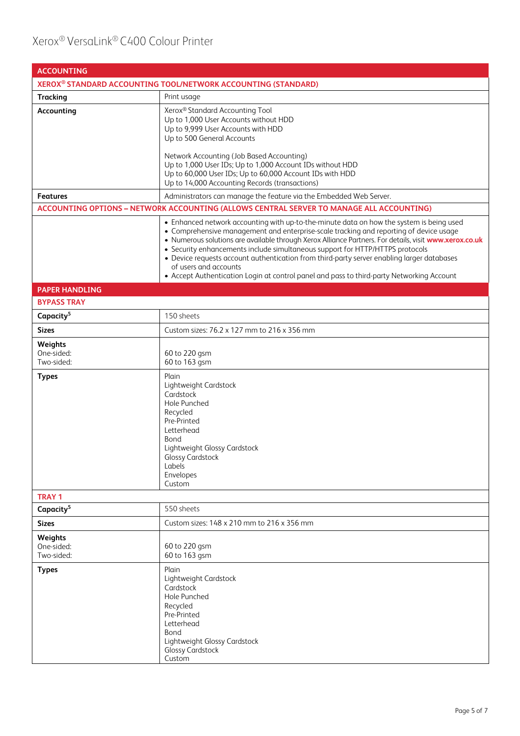| ACCOUNTING | |
|---|---|
| **XEROX® STANDARD ACCOUNTING TOOL/NETWORK ACCOUNTING (STANDARD)** | |
| **Tracking** | Print usage |
| **Accounting** | Xerox® Standard Accounting Tool<br>Up to 1,000 User Accounts without HDD<br>Up to 9,999 User Accounts with HDD<br>Up to 500 General Accounts<br><br>Network Accounting (Job Based Accounting)<br>Up to 1,000 User IDs; Up to 1,000 Account IDs without HDD<br>Up to 60,000 User IDs; Up to 60,000 Account IDs with HDD<br>Up to 14,000 Accounting Records (transactions) |
| **Features** | Administrators can manage the feature via the Embedded Web Server. |
| **ACCOUNTING OPTIONS – NETWORK ACCOUNTING (ALLOWS CENTRAL SERVER TO MANAGE ALL ACCOUNTING)** | |
| | • Enhanced network accounting with up-to-the-minute data on how the system is being used<br>• Comprehensive management and enterprise-scale tracking and reporting of device usage<br>• Numerous solutions are available through Xerox Alliance Partners. For details, visit **www.xerox.co.uk**<br>• Security enhancements include simultaneous support for HTTP/HTTPS protocols<br>• Device requests account authentication from third-party server enabling larger databases of users and accounts<br>• Accept Authentication Login at control panel and pass to third-party Networking Account |

| PAPER HANDLING | |
|---|---|
| **BYPASS TRAY** | |
| **Capacity**[5] | 150 sheets |
| **Sizes** | Custom sizes: 76.2 x 127 mm to 216 x 356 mm |
| **Weights**<br>One-sided:<br>Two-sided: | <br>60 to 220 gsm<br>60 to 163 gsm |
| **Types** | Plain<br>Lightweight Cardstock<br>Cardstock<br>Hole Punched<br>Recycled<br>Pre-Printed<br>Letterhead<br>Bond<br>Lightweight Glossy Cardstock<br>Glossy Cardstock<br>Labels<br>Envelopes<br>Custom |
| **TRAY 1** | |
| **Capacity**[5] | 550 sheets |
| **Sizes** | Custom sizes: 148 x 210 mm to 216 x 356 mm |
| **Weights**<br>One-sided:<br>Two-sided: | <br>60 to 220 gsm<br>60 to 163 gsm |
| **Types** | Plain<br>Lightweight Cardstock<br>Cardstock<br>Hole Punched<br>Recycled<br>Pre-Printed<br>Letterhead<br>Bond<br>Lightweight Glossy Cardstock<br>Glossy Cardstock<br>Custom |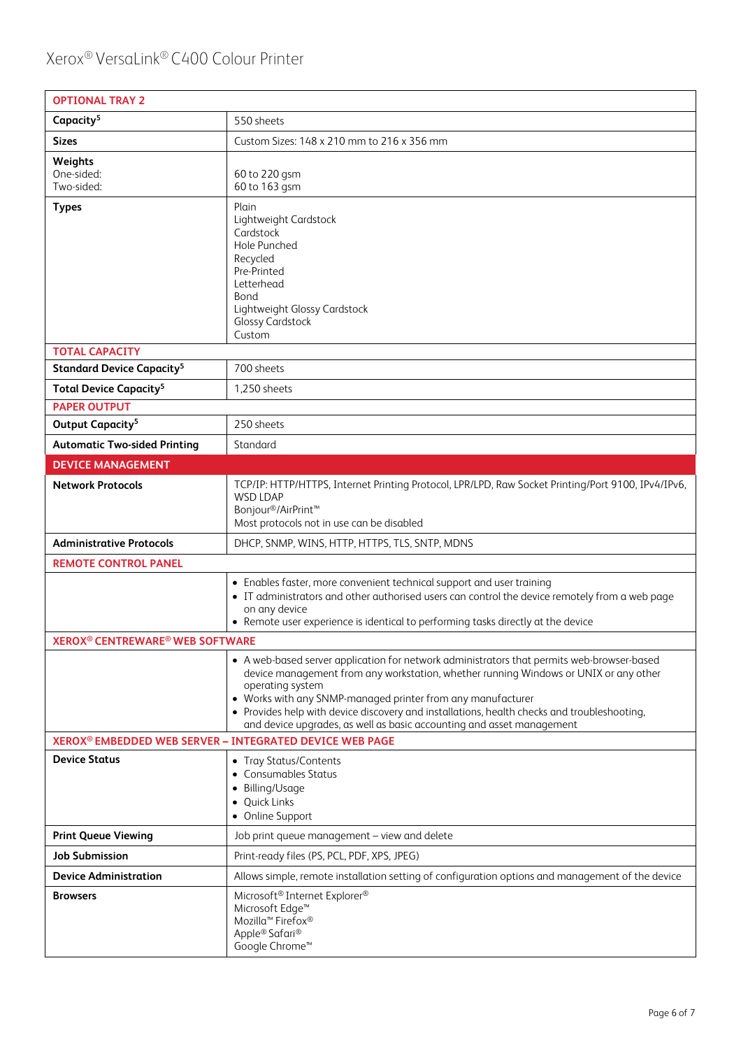| OPTIONAL TRAY 2 | |
|---|---|
| **Capacity**[5] | 550 sheets |
| **Sizes** | Custom Sizes: 148 x 210 mm to 216 x 356 mm |
| **Weights**<br>One-sided:<br>Two-sided: | <br>60 to 220 gsm<br>60 to 163 gsm |
| **Types** | Plain<br>Lightweight Cardstock<br>Cardstock<br>Hole Punched<br>Recycled<br>Pre-Printed<br>Letterhead<br>Bond<br>Lightweight Glossy Cardstock<br>Glossy Cardstock<br>Custom |
| **TOTAL CAPACITY** | |
| **Standard Device Capacity**[5] | 700 sheets |
| **Total Device Capacity**[5] | 1,250 sheets |
| **PAPER OUTPUT** | |
| **Output Capacity**[5] | 250 sheets |
| **Automatic Two-sided Printing** | Standard |

| DEVICE MANAGEMENT | |
|---|---|
| **Network Protocols** | TCP/IP: HTTP/HTTPS, Internet Printing Protocol, LPR/LPD, Raw Socket Printing/Port 9100, IPv4/IPv6, WSD LDAP<br>Bonjour®/AirPrint™<br>Most protocols not in use can be disabled |
| **Administrative Protocols** | DHCP, SNMP, WINS, HTTP, HTTPS, TLS, SNTP, MDNS |
| **REMOTE CONTROL PANEL** | |
| | • Enables faster, more convenient technical support and user training<br>• IT administrators and other authorised users can control the device remotely from a web page on any device<br>• Remote user experience is identical to performing tasks directly at the device |
| **XEROX® CENTREWARE® WEB SOFTWARE** | |
| | • A web-based server application for network administrators that permits web-browser-based device management from any workstation, whether running Windows or UNIX or any other operating system<br>• Works with any SNMP-managed printer from any manufacturer<br>• Provides help with device discovery and installations, health checks and troubleshooting, and device upgrades, as well as basic accounting and asset management |
| **XEROX® EMBEDDED WEB SERVER – INTEGRATED DEVICE WEB PAGE** | |
| **Device Status** | • Tray Status/Contents<br>• Consumables Status<br>• Billing/Usage<br>• Quick Links<br>• Online Support |
| **Print Queue Viewing** | Job print queue management – view and delete |
| **Job Submission** | Print-ready files (PS, PCL, PDF, XPS, JPEG) |
| **Device Administration** | Allows simple, remote installation setting of configuration options and management of the device |
| **Browsers** | Microsoft® Internet Explorer®<br>Microsoft Edge™<br>Mozilla™ Firefox®<br>Apple® Safari®<br>Google Chrome™ |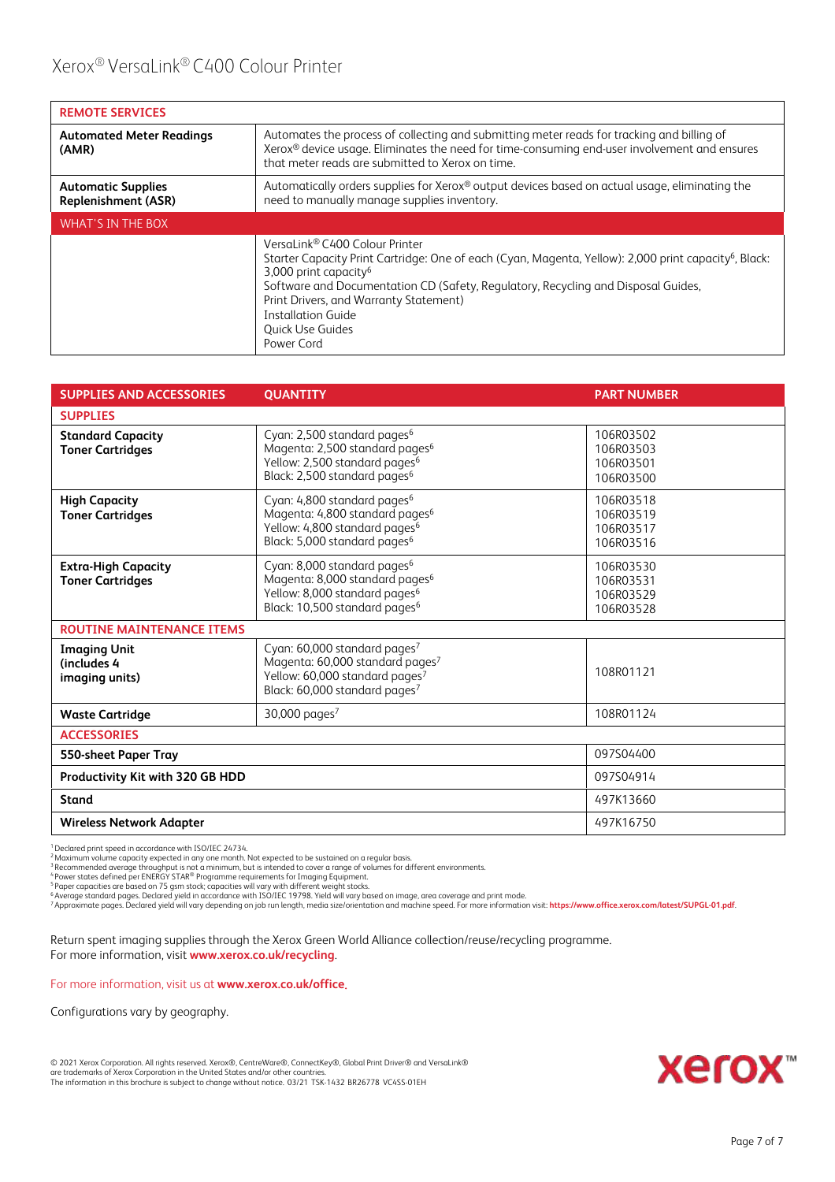| REMOTE SERVICES | |
|---|---|
| **Automated Meter Readings (AMR)** | Automates the process of collecting and submitting meter reads for tracking and billing of Xerox® device usage. Eliminates the need for time-consuming end-user involvement and ensures that meter reads are submitted to Xerox on time. |
| **Automatic Supplies Replenishment (ASR)** | Automatically orders supplies for Xerox® output devices based on actual usage, eliminating the need to manually manage supplies inventory. |
| WHAT'S IN THE BOX | |
| | VersaLink® C400 Colour Printer<br>Starter Capacity Print Cartridge: One of each (Cyan, Magenta, Yellow): 2,000 print capacity[6], Black: 3,000 print capacity[6]<br>Software and Documentation CD (Safety, Regulatory, Recycling and Disposal Guides, Print Drivers, and Warranty Statement)<br>Installation Guide<br>Quick Use Guides<br>Power Cord |

| SUPPLIES AND ACCESSORIES | QUANTITY | PART NUMBER |
|---|---|---|
| **SUPPLIES** | | |
| **Standard Capacity Toner Cartridges** | Cyan: 2,500 standard pages[6]<br>Magenta: 2,500 standard pages[6]<br>Yellow: 2,500 standard pages[6]<br>Black: 2,500 standard pages[6] | 106R03502<br>106R03503<br>106R03501<br>106R03500 |
| **High Capacity Toner Cartridges** | Cyan: 4,800 standard pages[6]<br>Magenta: 4,800 standard pages[6]<br>Yellow: 4,800 standard pages[6]<br>Black: 5,000 standard pages[6] | 106R03518<br>106R03519<br>106R03517<br>106R03516 |
| **Extra-High Capacity Toner Cartridges** | Cyan: 8,000 standard pages[6]<br>Magenta: 8,000 standard pages[6]<br>Yellow: 8,000 standard pages[6]<br>Black: 10,500 standard pages[6] | 106R03530<br>106R03531<br>106R03529<br>106R03528 |
| **ROUTINE MAINTENANCE ITEMS** | | |
| **Imaging Unit (includes 4 imaging units)** | Cyan: 60,000 standard pages[7]<br>Magenta: 60,000 standard pages[7]<br>Yellow: 60,000 standard pages[7]<br>Black: 60,000 standard pages[7] | 108R01121 |
| **Waste Cartridge** | 30,000 pages[7] | 108R01124 |
| **ACCESSORIES** | | |
| **550-sheet Paper Tray** | | 097S04400 |
| **Productivity Kit with 320 GB HDD** | | 097S04914 |
| **Stand** | | 497K13660 |
| **Wireless Network Adapter** | | 497K16750 |

[1] Declared print speed in accordance with ISO/IEC 24734.
[2] Maximum volume capacity expected in any one month. Not expected to be sustained on a regular basis.
[3] Recommended average throughput is not a minimum, but is intended to cover a range of volumes for different environments.
[4] Power states defined per ENERGY STAR® Programme requirements for Imaging Equipment.
[5] Paper capacities are based on 75 gsm stock; capacities will vary with different weight stocks.
[6] Average standard pages. Declared yield in accordance with ISO/IEC 19798. Yield will vary based on image, area coverage and print mode.
[7] Approximate pages. Declared yield will vary depending on job run length, media size/orientation and machine speed. For more information visit: **https://www.office.xerox.com/latest/SUPGL-01.pdf**.

Return spent imaging supplies through the Xerox Green World Alliance collection/reuse/recycling programme.
For more information, visit **www.xerox.co.uk/recycling**.

For more information, visit us at **www.xerox.co.uk/office**.

Configurations vary by geography.

© 2021 Xerox Corporation. All rights reserved. Xerox®, CentreWare®, ConnectKey®, Global Print Driver® and VersaLink® are trademarks of Xerox Corporation in the United States and/or other countries.
The information in this brochure is subject to change without notice. 03/21 TSK-1432 BR26778 VC4SS-01EH